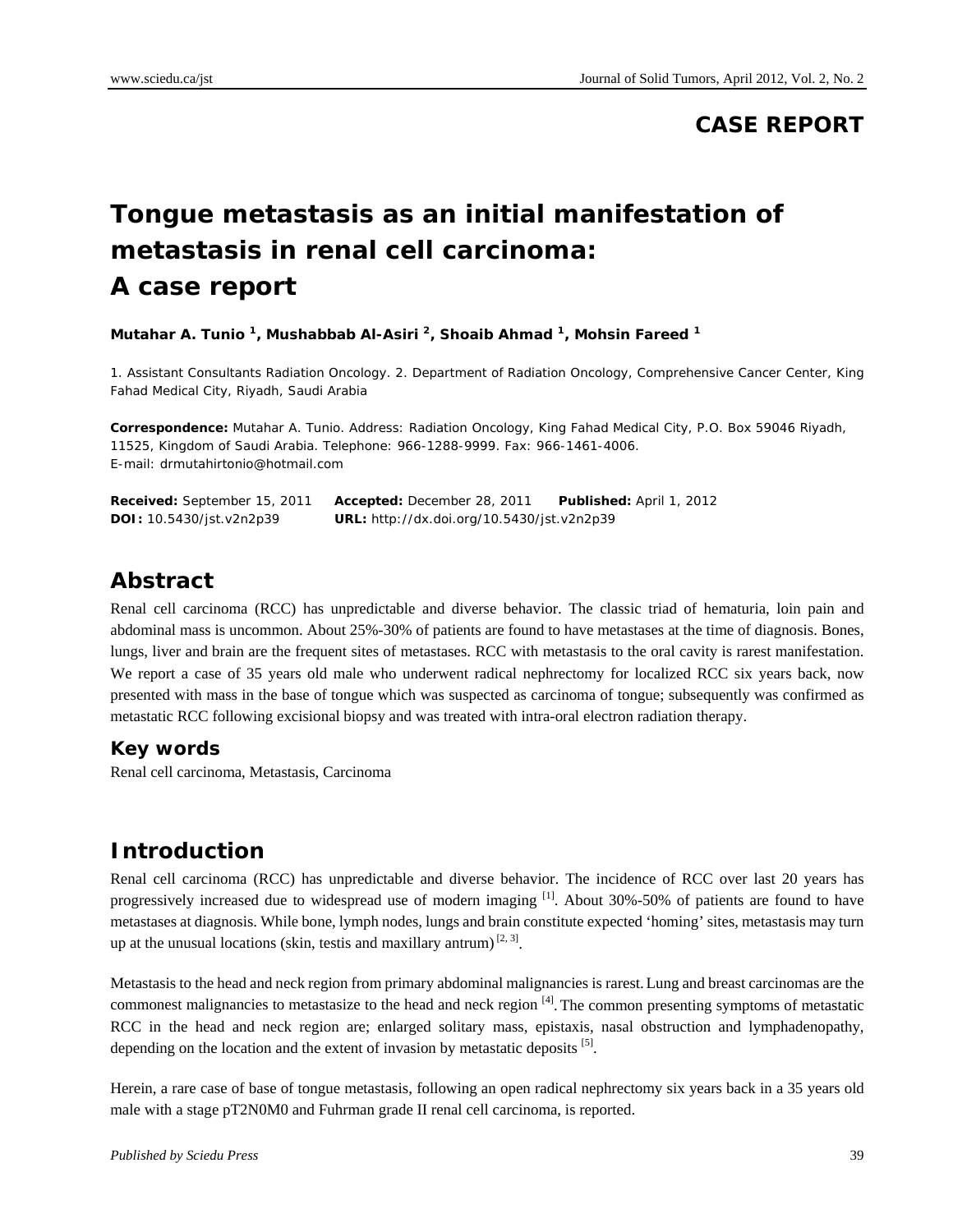**CASE REPORT**

# Tongue metastasis as an initial manifestation of metastasis in renal cell carcinoma: A case report

**Mutahar A. Tunio [1], Mushabbab Al-Asiri [2], Shoaib Ahmad [1], Mohsin Fareed [1]**

1. Assistant Consultants Radiation Oncology. 2. Department of Radiation Oncology, Comprehensive Cancer Center, King Fahad Medical City, Riyadh, Saudi Arabia

**Correspondence:** Mutahar A. Tunio. Address: Radiation Oncology, King Fahad Medical City, P.O. Box 59046 Riyadh, 11525, Kingdom of Saudi Arabia. Telephone: 966-1288-9999. Fax: 966-1461-4006. E-mail: drmutahirtonio@hotmail.com

**Received:** September 15, 2011 **Accepted:** December 28, 2011 **Published:** April 1, 2012
**DOI:** 10.5430/jst.v2n2p39 **URL:** http://dx.doi.org/10.5430/jst.v2n2p39

## Abstract

Renal cell carcinoma (RCC) has unpredictable and diverse behavior. The classic triad of hematuria, loin pain and abdominal mass is uncommon. About 25%-30% of patients are found to have metastases at the time of diagnosis. Bones, lungs, liver and brain are the frequent sites of metastases. RCC with metastasis to the oral cavity is rarest manifestation. We report a case of 35 years old male who underwent radical nephrectomy for localized RCC six years back, now presented with mass in the base of tongue which was suspected as carcinoma of tongue; subsequently was confirmed as metastatic RCC following excisional biopsy and was treated with intra-oral electron radiation therapy.

### Key words

Renal cell carcinoma, Metastasis, Carcinoma

## Introduction

Renal cell carcinoma (RCC) has unpredictable and diverse behavior. The incidence of RCC over last 20 years has progressively increased due to widespread use of modern imaging [1]. About 30%-50% of patients are found to have metastases at diagnosis. While bone, lymph nodes, lungs and brain constitute expected 'homing' sites, metastasis may turn up at the unusual locations (skin, testis and maxillary antrum) [2, 3].

Metastasis to the head and neck region from primary abdominal malignancies is rarest. Lung and breast carcinomas are the commonest malignancies to metastasize to the head and neck region [4]. The common presenting symptoms of metastatic RCC in the head and neck region are; enlarged solitary mass, epistaxis, nasal obstruction and lymphadenopathy, depending on the location and the extent of invasion by metastatic deposits [5].

Herein, a rare case of base of tongue metastasis, following an open radical nephrectomy six years back in a 35 years old male with a stage pT2N0M0 and Fuhrman grade II renal cell carcinoma, is reported.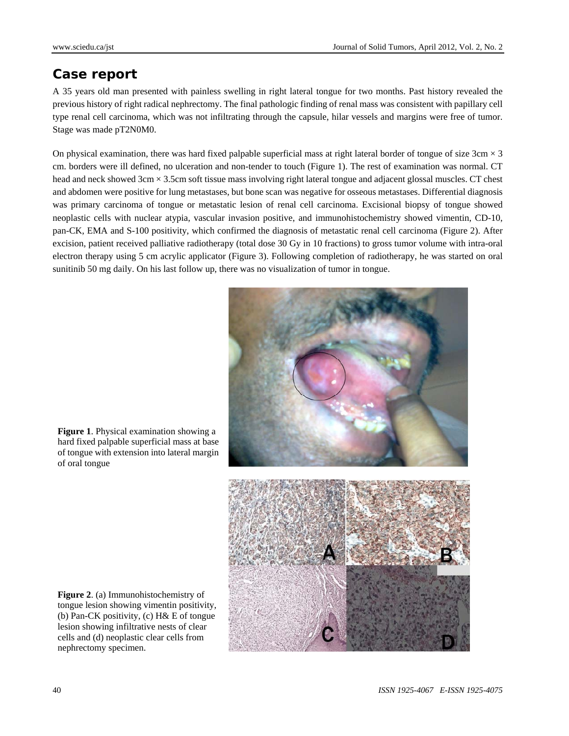## Case report

A 35 years old man presented with painless swelling in right lateral tongue for two months. Past history revealed the previous history of right radical nephrectomy. The final pathologic finding of renal mass was consistent with papillary cell type renal cell carcinoma, which was not infiltrating through the capsule, hilar vessels and margins were free of tumor. Stage was made pT2N0M0.

On physical examination, there was hard fixed palpable superficial mass at right lateral border of tongue of size 3cm × 3 cm. borders were ill defined, no ulceration and non-tender to touch (Figure 1). The rest of examination was normal. CT head and neck showed 3cm × 3.5cm soft tissue mass involving right lateral tongue and adjacent glossal muscles. CT chest and abdomen were positive for lung metastases, but bone scan was negative for osseous metastases. Differential diagnosis was primary carcinoma of tongue or metastatic lesion of renal cell carcinoma. Excisional biopsy of tongue showed neoplastic cells with nuclear atypia, vascular invasion positive, and immunohistochemistry showed vimentin, CD-10, pan-CK, EMA and S-100 positivity, which confirmed the diagnosis of metastatic renal cell carcinoma (Figure 2). After excision, patient received palliative radiotherapy (total dose 30 Gy in 10 fractions) to gross tumor volume with intra-oral electron therapy using 5 cm acrylic applicator (Figure 3). Following completion of radiotherapy, he was started on oral sunitinib 50 mg daily. On his last follow up, there was no visualization of tumor in tongue.

**Figure 1**. Physical examination showing a hard fixed palpable superficial mass at base of tongue with extension into lateral margin of oral tongue

**Figure 2**. (a) Immunohistochemistry of tongue lesion showing vimentin positivity, (b) Pan-CK positivity, (c) H& E of tongue lesion showing infiltrative nests of clear cells and (d) neoplastic clear cells from nephrectomy specimen.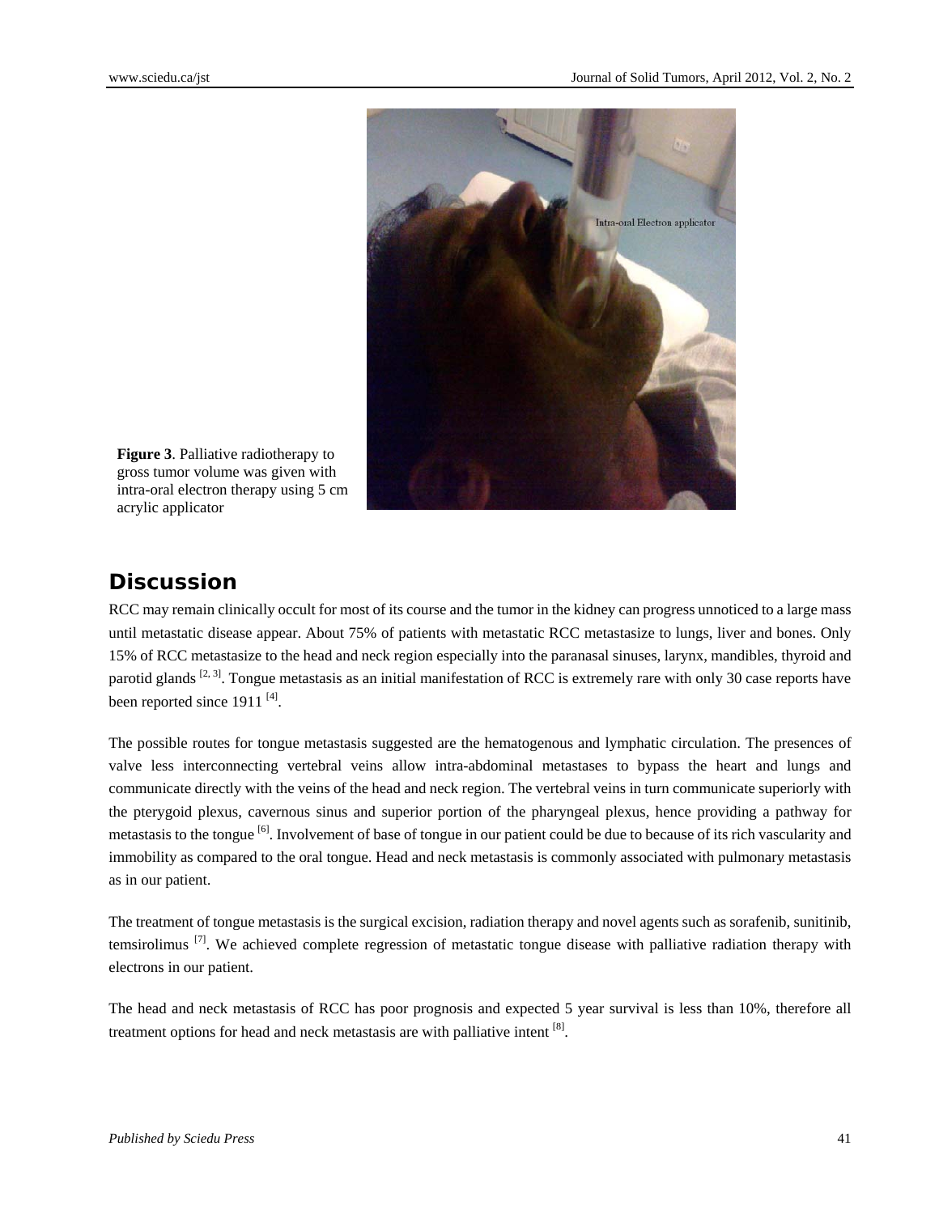Figure 3. Palliative radiotherapy to gross tumor volume was given with intra-oral electron therapy using 5 cm acrylic applicator

## Discussion

RCC may remain clinically occult for most of its course and the tumor in the kidney can progress unnoticed to a large mass until metastatic disease appear. About 75% of patients with metastatic RCC metastasize to lungs, liver and bones. Only 15% of RCC metastasize to the head and neck region especially into the paranasal sinuses, larynx, mandibles, thyroid and parotid glands [2, 3]. Tongue metastasis as an initial manifestation of RCC is extremely rare with only 30 case reports have been reported since 1911 [4].

The possible routes for tongue metastasis suggested are the hematogenous and lymphatic circulation. The presences of valve less interconnecting vertebral veins allow intra-abdominal metastases to bypass the heart and lungs and communicate directly with the veins of the head and neck region. The vertebral veins in turn communicate superiorly with the pterygoid plexus, cavernous sinus and superior portion of the pharyngeal plexus, hence providing a pathway for metastasis to the tongue [6]. Involvement of base of tongue in our patient could be due to because of its rich vascularity and immobility as compared to the oral tongue. Head and neck metastasis is commonly associated with pulmonary metastasis as in our patient.

The treatment of tongue metastasis is the surgical excision, radiation therapy and novel agents such as sorafenib, sunitinib, temsirolimus [7]. We achieved complete regression of metastatic tongue disease with palliative radiation therapy with electrons in our patient.

The head and neck metastasis of RCC has poor prognosis and expected 5 year survival is less than 10%, therefore all treatment options for head and neck metastasis are with palliative intent [8].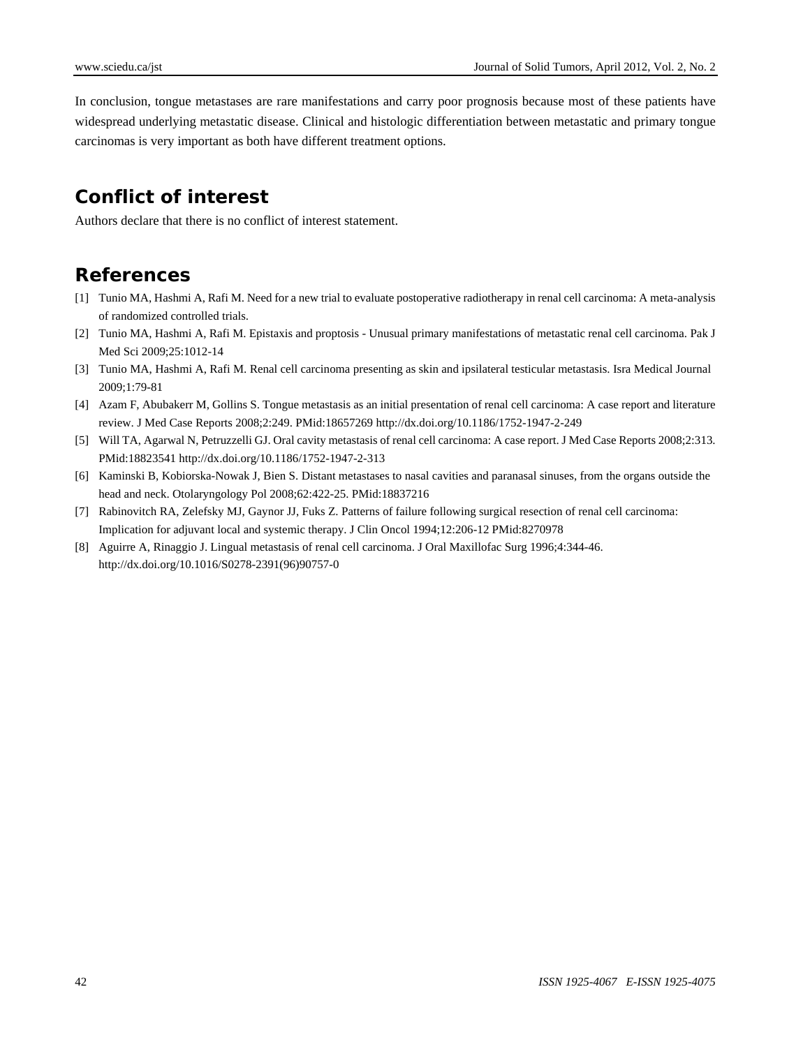In conclusion, tongue metastases are rare manifestations and carry poor prognosis because most of these patients have widespread underlying metastatic disease. Clinical and histologic differentiation between metastatic and primary tongue carcinomas is very important as both have different treatment options.

## Conflict of interest

Authors declare that there is no conflict of interest statement.

## References

[1] Tunio MA, Hashmi A, Rafi M. Need for a new trial to evaluate postoperative radiotherapy in renal cell carcinoma: A meta-analysis of randomized controlled trials.

[2] Tunio MA, Hashmi A, Rafi M. Epistaxis and proptosis - Unusual primary manifestations of metastatic renal cell carcinoma. Pak J Med Sci 2009;25:1012-14

[3] Tunio MA, Hashmi A, Rafi M. Renal cell carcinoma presenting as skin and ipsilateral testicular metastasis. Isra Medical Journal 2009;1:79-81

[4] Azam F, Abubakerr M, Gollins S. Tongue metastasis as an initial presentation of renal cell carcinoma: A case report and literature review. J Med Case Reports 2008;2:249. PMid:18657269 http://dx.doi.org/10.1186/1752-1947-2-249

[5] Will TA, Agarwal N, Petruzzelli GJ. Oral cavity metastasis of renal cell carcinoma: A case report. J Med Case Reports 2008;2:313. PMid:18823541 http://dx.doi.org/10.1186/1752-1947-2-313

[6] Kaminski B, Kobiorska-Nowak J, Bien S. Distant metastases to nasal cavities and paranasal sinuses, from the organs outside the head and neck. Otolaryngology Pol 2008;62:422-25. PMid:18837216

[7] Rabinovitch RA, Zelefsky MJ, Gaynor JJ, Fuks Z. Patterns of failure following surgical resection of renal cell carcinoma: Implication for adjuvant local and systemic therapy. J Clin Oncol 1994;12:206-12 PMid:8270978

[8] Aguirre A, Rinaggio J. Lingual metastasis of renal cell carcinoma. J Oral Maxillofac Surg 1996;4:344-46. http://dx.doi.org/10.1016/S0278-2391(96)90757-0